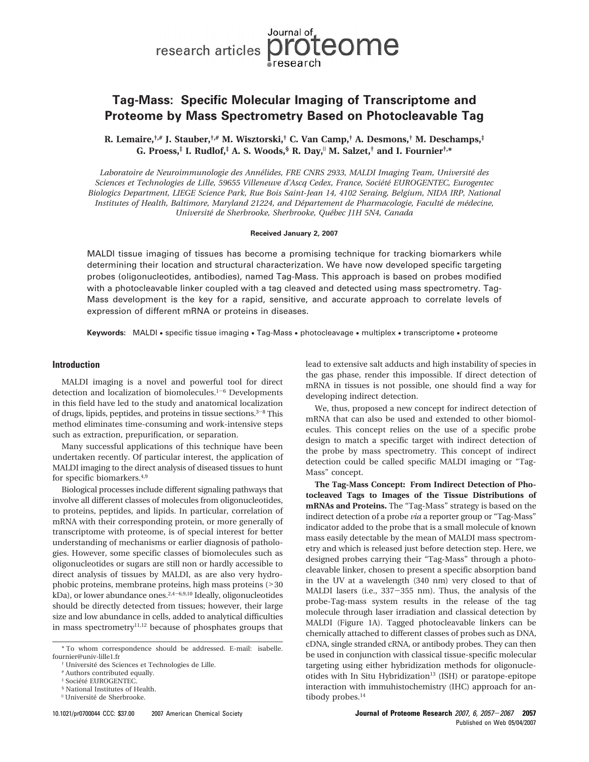# Tag-Mass: Specific Molecular Imaging of Transcriptome and Proteome by Mass Spectrometry Based on Photocleavable Tag

**R. Lemaire,[†,#] J. Stauber,[†,#] M. Wisztorski,[†] C. Van Camp,[†] A. Desmons,[†] M. Deschamps,[‡] G. Proess,[‡] I. Rudlof,[‡] A. S. Woods,[§] R. Day,[||] M. Salzet,[†] and I. Fournier[†,*]**

*Laboratoire de Neuroimmunologie des Annélides, FRE CNRS 2933, MALDI Imaging Team, Université des Sciences et Technologies de Lille, 59655 Villeneuve d'Ascq Cedex, France, Société EUROGENTEC, Eurogentec Biologics Department, LIEGE Science Park, Rue Bois Saint-Jean 14, 4102 Seraing, Belgium, NIDA IRP, National Institutes of Health, Baltimore, Maryland 21224, and Département de Pharmacologie, Faculté de médecine, Université de Sherbrooke, Sherbrooke, Québec J1H 5N4, Canada*

**Received January 2, 2007**

MALDI tissue imaging of tissues has become a promising technique for tracking biomarkers while determining their location and structural characterization. We have now developed specific targeting probes (oligonucleotides, antibodies), named Tag-Mass. This approach is based on probes modified with a photocleavable linker coupled with a tag cleaved and detected using mass spectrometry. Tag-Mass development is the key for a rapid, sensitive, and accurate approach to correlate levels of expression of different mRNA or proteins in diseases.

**Keywords:** MALDI • specific tissue imaging • Tag-Mass • photocleavage • multiplex • transcriptome • proteome

## Introduction

MALDI imaging is a novel and powerful tool for direct detection and localization of biomolecules.[1−6] Developments in this field have led to the study and anatomical localization of drugs, lipids, peptides, and proteins in tissue sections.[3−8] This method eliminates time-consuming and work-intensive steps such as extraction, prepurification, or separation.

Many successful applications of this technique have been undertaken recently. Of particular interest, the application of MALDI imaging to the direct analysis of diseased tissues to hunt for specific biomarkers.[4,9]

Biological processes include different signaling pathways that involve all different classes of molecules from oligonucleotides, to proteins, peptides, and lipids. In particular, correlation of mRNA with their corresponding protein, or more generally of transcriptome with proteome, is of special interest for better understanding of mechanisms or earlier diagnosis of pathologies. However, some specific classes of biomolecules such as oligonucleotides or sugars are still non or hardly accessible to direct analysis of tissues by MALDI, as are also very hydrophobic proteins, membrane proteins, high mass proteins (>30 kDa), or lower abundance ones.[2,4−6,9,10] Ideally, oligonucleotides should be directly detected from tissues; however, their large size and low abundance in cells, added to analytical difficulties in mass spectrometry[11,12] because of phosphates groups that lead to extensive salt adducts and high instability of species in the gas phase, render this impossible. If direct detection of mRNA in tissues is not possible, one should find a way for developing indirect detection.

We, thus, proposed a new concept for indirect detection of mRNA that can also be used and extended to other biomolecules. This concept relies on the use of a specific probe design to match a specific target with indirect detection of the probe by mass spectrometry. This concept of indirect detection could be called specific MALDI imaging or "Tag-Mass" concept.

**The Tag-Mass Concept: From Indirect Detection of Photocleaved Tags to Images of the Tissue Distributions of mRNAs and Proteins.** The "Tag-Mass" strategy is based on the indirect detection of a probe *via* a reporter group or "Tag-Mass" indicator added to the probe that is a small molecule of known mass easily detectable by the mean of MALDI mass spectrometry and which is released just before detection step. Here, we designed probes carrying their "Tag-Mass" through a photocleavable linker, chosen to present a specific absorption band in the UV at a wavelength (340 nm) very closed to that of MALDI lasers (i.e., 337−355 nm). Thus, the analysis of the probe-Tag-mass system results in the release of the tag molecule through laser irradiation and classical detection by MALDI (Figure 1A). Tagged photocleavable linkers can be chemically attached to different classes of probes such as DNA, cDNA, single stranded cRNA, or antibody probes. They can then be used in conjunction with classical tissue-specific molecular targeting using either hybridization methods for oligonucleotides with In Situ Hybridization[13] (ISH) or paratope-epitope interaction with immuhistochemistry (IHC) approach for antibody probes.[14]

---

\* To whom correspondence should be addressed. E-mail: isabelle.fournier@univ-lille1.fr

† Université des Sciences et Technologies de Lille.

\# Authors contributed equally.

‡ Société EUROGENTEC.

§ National Institutes of Health.

|| Université de Sherbrooke.

10.1021/pr0700044 CCC: $37.00 © 2007 American Chemical Society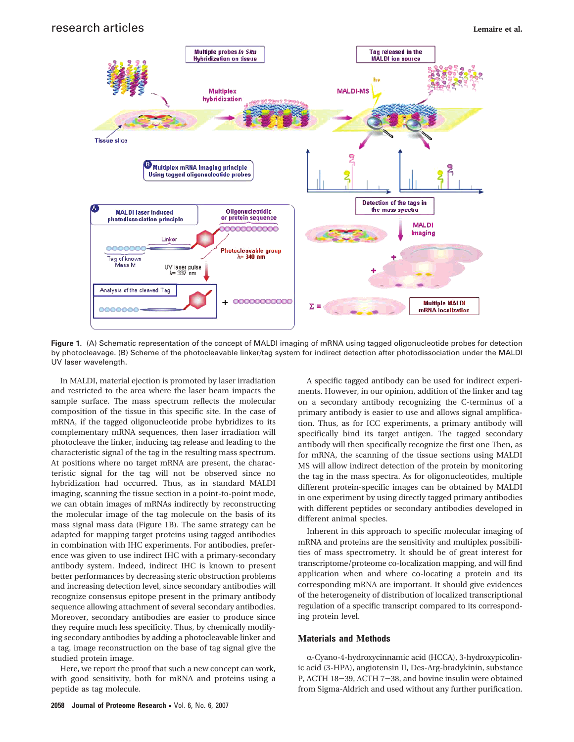**Figure 1.** (A) Schematic representation of the concept of MALDI imaging of mRNA using tagged oligonucleotide probes for detection by photocleavage. (B) Scheme of the photocleavable linker/tag system for indirect detection after photodissociation under the MALDI UV laser wavelength.

In MALDI, material ejection is promoted by laser irradiation and restricted to the area where the laser beam impacts the sample surface. The mass spectrum reflects the molecular composition of the tissue in this specific site. In the case of mRNA, if the tagged oligonucleotide probe hybridizes to its complementary mRNA sequences, then laser irradiation will photocleave the linker, inducing tag release and leading to the characteristic signal of the tag in the resulting mass spectrum. At positions where no target mRNA are present, the characteristic signal for the tag will not be observed since no hybridization had occurred. Thus, as in standard MALDI imaging, scanning the tissue section in a point-to-point mode, we can obtain images of mRNAs indirectly by reconstructing the molecular image of the tag molecule on the basis of its mass signal mass data (Figure 1B). The same strategy can be adapted for mapping target proteins using tagged antibodies in combination with IHC experiments. For antibodies, preference was given to use indirect IHC with a primary-secondary antibody system. Indeed, indirect IHC is known to present better performances by decreasing steric obstruction problems and increasing detection level, since secondary antibodies will recognize consensus epitope present in the primary antibody sequence allowing attachment of several secondary antibodies. Moreover, secondary antibodies are easier to produce since they require much less specificity. Thus, by chemically modifying secondary antibodies by adding a photocleavable linker and a tag, image reconstruction on the base of tag signal give the studied protein image.

Here, we report the proof that such a new concept can work, with good sensitivity, both for mRNA and proteins using a peptide as tag molecule.

A specific tagged antibody can be used for indirect experiments. However, in our opinion, addition of the linker and tag on a secondary antibody recognizing the C-terminus of a primary antibody is easier to use and allows signal amplification. Thus, as for ICC experiments, a primary antibody will specifically bind its target antigen. The tagged secondary antibody will then specifically recognize the first one Then, as for mRNA, the scanning of the tissue sections using MALDI MS will allow indirect detection of the protein by monitoring the tag in the mass spectra. As for oligonucleotides, multiple different protein-specific images can be obtained by MALDI in one experiment by using directly tagged primary antibodies with different peptides or secondary antibodies developed in different animal species.

Inherent in this approach to specific molecular imaging of mRNA and proteins are the sensitivity and multiplex possibilities of mass spectrometry. It should be of great interest for transcriptome/proteome co-localization mapping, and will find application when and where co-locating a protein and its corresponding mRNA are important. It should give evidences of the heterogeneity of distribution of localized transcriptional regulation of a specific transcript compared to its corresponding protein level.

## Materials and Methods

α-Cyano-4-hydroxycinnamic acid (HCCA), 3-hydroxypicolinic acid (3-HPA), angiotensin II, Des-Arg-bradykinin, substance P, ACTH 18−39, ACTH 7−38, and bovine insulin were obtained from Sigma-Aldrich and used without any further purification.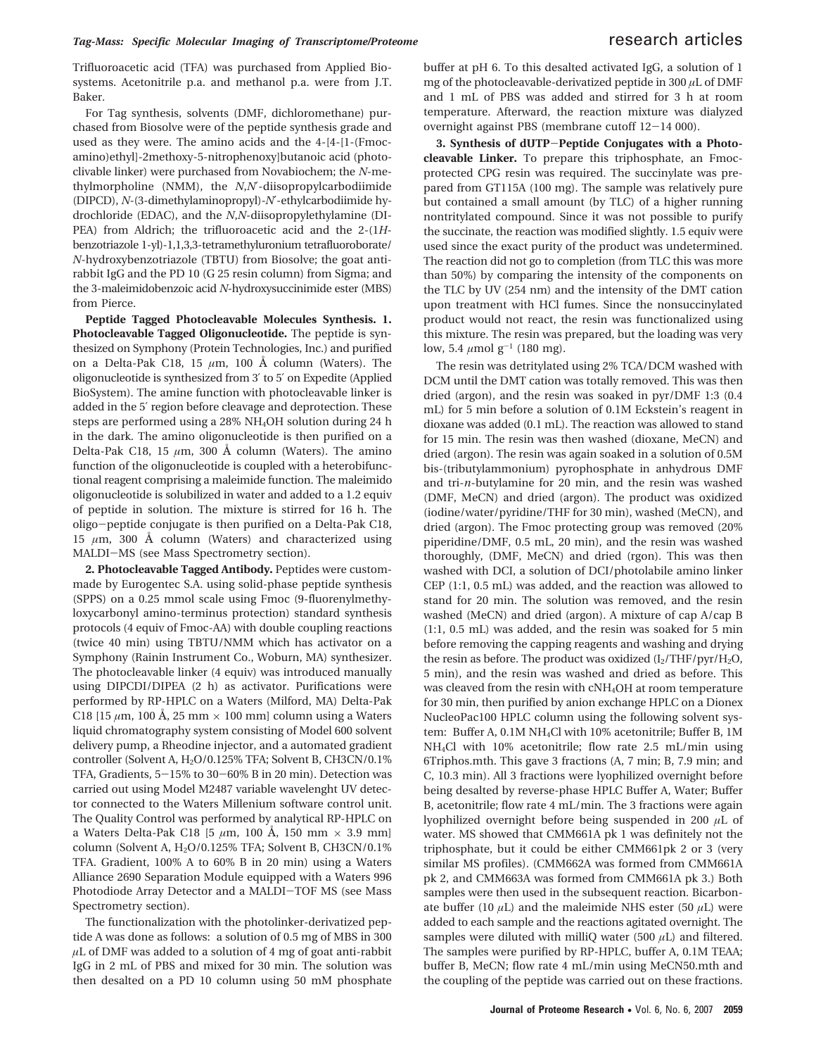Trifluoroacetic acid (TFA) was purchased from Applied Biosystems. Acetonitrile p.a. and methanol p.a. were from J.T. Baker.

For Tag synthesis, solvents (DMF, dichloromethane) purchased from Biosolve were of the peptide synthesis grade and used as they were. The amino acids and the 4-[4-[1-(Fmocamino)ethyl]-2methoxy-5-nitrophenoxy]butanoic acid (photoclivable linker) were purchased from Novabiochem; the *N*-methylmorpholine (NMM), the *N*,*N*′-diisopropylcarbodiimide (DIPCD), *N*-(3-dimethylaminopropyl)-*N*′-ethylcarbodiimide hydrochloride (EDAC), and the *N*,*N*-diisopropylethylamine (DIPEA) from Aldrich; the trifluoroacetic acid and the 2-(1*H*-benzotriazole 1-yl)-1,1,3,3-tetramethyluronium tetrafluoroborate/*N*-hydroxybenzotriazole (TBTU) from Biosolve; the goat anti-rabbit IgG and the PD 10 (G 25 resin column) from Sigma; and the 3-maleimidobenzoic acid *N*-hydroxysuccinimide ester (MBS) from Pierce.

**Peptide Tagged Photocleavable Molecules Synthesis. 1. Photocleavable Tagged Oligonucleotide.** The peptide is synthesized on Symphony (Protein Technologies, Inc.) and purified on a Delta-Pak C18, 15 $\mu$m, 100 Å column (Waters). The oligonucleotide is synthesized from 3′ to 5′ on Expedite (Applied BioSystem). The amine function with photocleavable linker is added in the 5′ region before cleavage and deprotection. These steps are performed using a 28% $NH_4OH$ solution during 24 h in the dark. The amino oligonucleotide is then purified on a Delta-Pak C18, 15 $\mu$m, 300 Å column (Waters). The amino function of the oligonucleotide is coupled with a heterobifunctional reagent comprising a maleimide function. The maleimido oligonucleotide is solubilized in water and added to a 1.2 equiv of peptide in solution. The mixture is stirred for 16 h. The oligo–peptide conjugate is then purified on a Delta-Pak C18, 15 $\mu$m, 300 Å column (Waters) and characterized using MALDI–MS (see Mass Spectrometry section).

**2. Photocleavable Tagged Antibody.** Peptides were custom-made by Eurogentec S.A. using solid-phase peptide synthesis (SPPS) on a 0.25 mmol scale using Fmoc (9-fluorenylmethyloxycarbonyl amino-terminus protection) standard synthesis protocols (4 equiv of Fmoc-AA) with double coupling reactions (twice 40 min) using TBTU/NMM which has activator on a Symphony (Rainin Instrument Co., Woburn, MA) synthesizer. The photocleavable linker (4 equiv) was introduced manually using DIPCDI/DIPEA (2 h) as activator. Purifications were performed by RP-HPLC on a Waters (Milford, MA) Delta-Pak C18 [15 $\mu$m, 100 Å, 25 mm × 100 mm] column using a Waters liquid chromatography system consisting of Model 600 solvent delivery pump, a Rheodine injector, and a automated gradient controller (Solvent A, $H_2O$/0.125% TFA; Solvent B, CH3CN/0.1% TFA, Gradients, 5–15% to 30–60% B in 20 min). Detection was carried out using Model M2487 variable wavelenght UV detector connected to the Waters Millenium software control unit. The Quality Control was performed by analytical RP-HPLC on a Waters Delta-Pak C18 [5 $\mu$m, 100 Å, 150 mm × 3.9 mm] column (Solvent A, $H_2O$/0.125% TFA; Solvent B, CH3CN/0.1% TFA. Gradient, 100% A to 60% B in 20 min) using a Waters Alliance 2690 Separation Module equipped with a Waters 996 Photodiode Array Detector and a MALDI–TOF MS (see Mass Spectrometry section).

The functionalization with the photolinker-derivatized peptide A was done as follows: a solution of 0.5 mg of MBS in 300 $\mu$L of DMF was added to a solution of 4 mg of goat anti-rabbit IgG in 2 mL of PBS and mixed for 30 min. The solution was then desalted on a PD 10 column using 50 mM phosphate buffer at pH 6. To this desalted activated IgG, a solution of 1 mg of the photocleavable-derivatized peptide in 300 $\mu$L of DMF and 1 mL of PBS was added and stirred for 3 h at room temperature. Afterward, the reaction mixture was dialyzed overnight against PBS (membrane cutoff 12–14 000).

**3. Synthesis of dUTP–Peptide Conjugates with a Photocleavable Linker.** To prepare this triphosphate, an Fmoc-protected CPG resin was required. The succinylate was prepared from GT115A (100 mg). The sample was relatively pure but contained a small amount (by TLC) of a higher running nontritylated compound. Since it was not possible to purify the succinate, the reaction was modified slightly. 1.5 equiv were used since the exact purity of the product was undetermined. The reaction did not go to completion (from TLC this was more than 50%) by comparing the intensity of the components on the TLC by UV (254 nm) and the intensity of the DMT cation upon treatment with HCl fumes. Since the nonsuccinylated product would not react, the resin was functionalized using this mixture. The resin was prepared, but the loading was very low, 5.4 $\mu$mol g$^{-1}$ (180 mg).

The resin was detritylated using 2% TCA/DCM washed with DCM until the DMT cation was totally removed. This was then dried (argon), and the resin was soaked in pyr/DMF 1:3 (0.4 mL) for 5 min before a solution of 0.1M Eckstein's reagent in dioxane was added (0.1 mL). The reaction was allowed to stand for 15 min. The resin was then washed (dioxane, MeCN) and dried (argon). The resin was again soaked in a solution of 0.5M bis-(tributylammonium) pyrophosphate in anhydrous DMF and tri-*n*-butylamine for 20 min, and the resin was washed (DMF, MeCN) and dried (argon). The product was oxidized (iodine/water/pyridine/THF for 30 min), washed (MeCN), and dried (argon). The Fmoc protecting group was removed (20% piperidine/DMF, 0.5 mL, 20 min), and the resin was washed thoroughly, (DMF, MeCN) and dried (rgon). This was then washed with DCI, a solution of DCI/photolabile amino linker CEP (1:1, 0.5 mL) was added, and the reaction was allowed to stand for 20 min. The solution was removed, and the resin washed (MeCN) and dried (argon). A mixture of cap A/cap B (1:1, 0.5 mL) was added, and the resin was soaked for 5 min before removing the capping reagents and washing and drying the resin as before. The product was oxidized ($I_2$/THF/pyr/$H_2O$, 5 min), and the resin was washed and dried as before. This was cleaved from the resin with c$NH_4$OH at room temperature for 30 min, then purified by anion exchange HPLC on a Dionex NucleoPac100 HPLC column using the following solvent system: Buffer A, 0.1M $NH_4Cl$ with 10% acetonitrile; Buffer B, 1M $NH_4Cl$ with 10% acetonitrile; flow rate 2.5 mL/min using 6Triphos.mth. This gave 3 fractions (A, 7 min; B, 7.9 min; and C, 10.3 min). All 3 fractions were lyophilized overnight before being desalted by reverse-phase HPLC Buffer A, Water; Buffer B, acetonitrile; flow rate 4 mL/min. The 3 fractions were again lyophilized overnight before being suspended in 200 $\mu$L of water. MS showed that CMM661A pk 1 was definitely not the triphosphate, but it could be either CMM661pk 2 or 3 (very similar MS profiles). (CMM662A was formed from CMM661A pk 2, and CMM663A was formed from CMM661A pk 3.) Both samples were then used in the subsequent reaction. Bicarbonate buffer (10 $\mu$L) and the maleimide NHS ester (50 $\mu$L) were added to each sample and the reactions agitated overnight. The samples were diluted with milliQ water (500 $\mu$L) and filtered. The samples were purified by RP-HPLC, buffer A, 0.1M TEAA; buffer B, MeCN; flow rate 4 mL/min using MeCN50.mth and the coupling of the peptide was carried out on these fractions.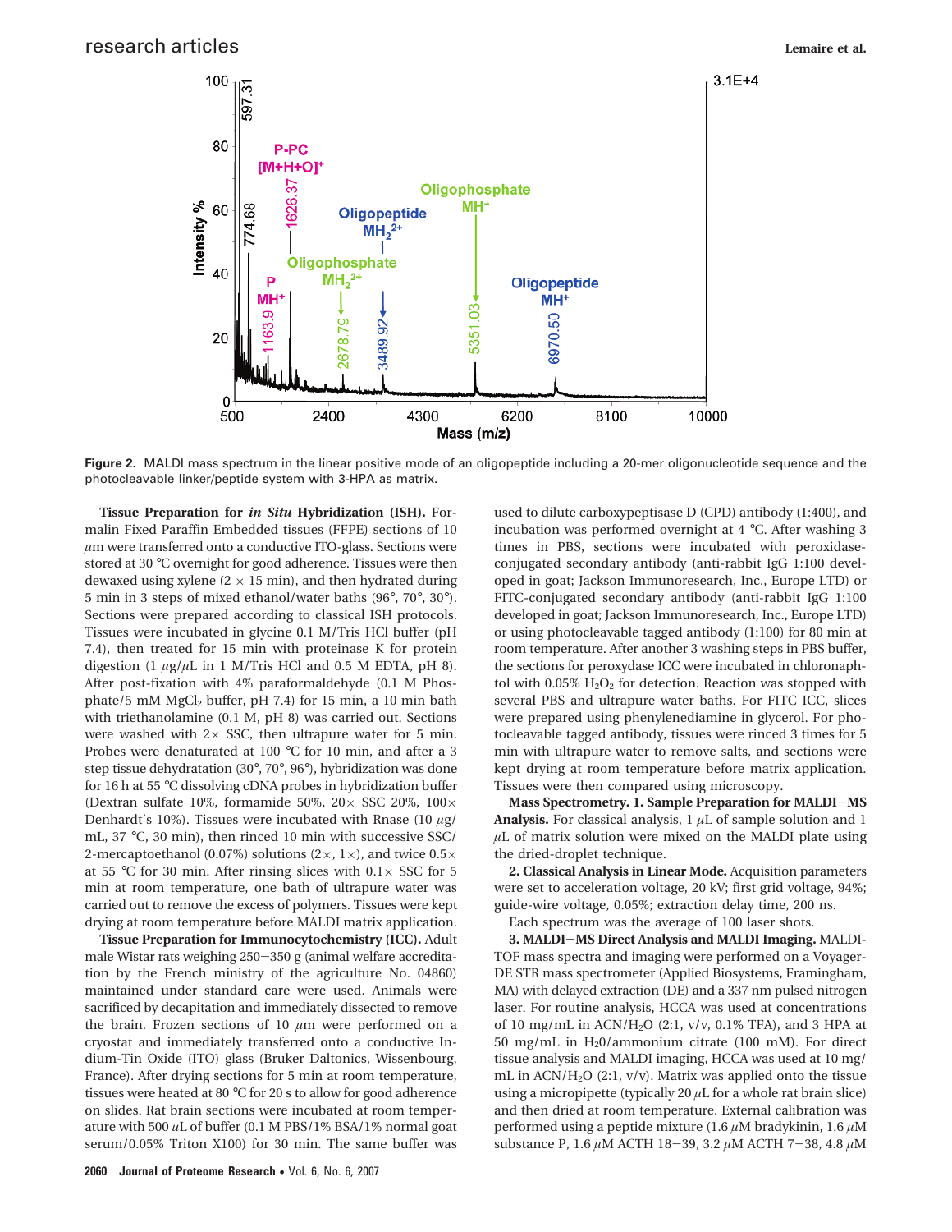**Figure 2.** MALDI mass spectrum in the linear positive mode of an oligopeptide including a 20-mer oligonucleotide sequence and the photocleavable linker/peptide system with 3-HPA as matrix.

**Tissue Preparation for *in Situ* Hybridization (ISH).** Formalin Fixed Paraffin Embedded tissues (FFPE) sections of 10 μm were transferred onto a conductive ITO-glass. Sections were stored at 30 °C overnight for good adherence. Tissues were then dewaxed using xylene (2 × 15 min), and then hydrated during 5 min in 3 steps of mixed ethanol/water baths (96°, 70°, 30°). Sections were prepared according to classical ISH protocols. Tissues were incubated in glycine 0.1 M/Tris HCl buffer (pH 7.4), then treated for 15 min with proteinase K for protein digestion (1 μg/μL in 1 M/Tris HCl and 0.5 M EDTA, pH 8). After post-fixation with 4% paraformaldehyde (0.1 M Phosphate/5 mM $MgCl_2$ buffer, pH 7.4) for 15 min, a 10 min bath with triethanolamine (0.1 M, pH 8) was carried out. Sections were washed with 2× SSC, then ultrapure water for 5 min. Probes were denaturated at 100 °C for 10 min, and after a 3 step tissue dehydratation (30°, 70°, 96°), hybridization was done for 16 h at 55 °C dissolving cDNA probes in hybridization buffer (Dextran sulfate 10%, formamide 50%, 20× SSC 20%, 100× Denhardt's 10%). Tissues were incubated with Rnase (10 μg/mL, 37 °C, 30 min), then rinced 10 min with successive SSC/2-mercaptoethanol (0.07%) solutions (2×, 1×), and twice 0.5× at 55 °C for 30 min. After rinsing slices with 0.1× SSC for 5 min at room temperature, one bath of ultrapure water was carried out to remove the excess of polymers. Tissues were kept drying at room temperature before MALDI matrix application.

**Tissue Preparation for Immunocytochemistry (ICC).** Adult male Wistar rats weighing 250–350 g (animal welfare accreditation by the French ministry of the agriculture No. 04860) maintained under standard care were used. Animals were sacrificed by decapitation and immediately dissected to remove the brain. Frozen sections of 10 μm were performed on a cryostat and immediately transferred onto a conductive Indium-Tin Oxide (ITO) glass (Bruker Daltonics, Wissenbourg, France). After drying sections for 5 min at room temperature, tissues were heated at 80 °C for 20 s to allow for good adherence on slides. Rat brain sections were incubated at room temperature with 500 μL of buffer (0.1 M PBS/1% BSA/1% normal goat serum/0.05% Triton X100) for 30 min. The same buffer was used to dilute carboxypeptisase D (CPD) antibody (1:400), and incubation was performed overnight at 4 °C. After washing 3 times in PBS, sections were incubated with peroxidase-conjugated secondary antibody (anti-rabbit IgG 1:100 developed in goat; Jackson Immunoresearch, Inc., Europe LTD) or FITC-conjugated secondary antibody (anti-rabbit IgG 1:100 developed in goat; Jackson Immunoresearch, Inc., Europe LTD) or using photocleavable tagged antibody (1:100) for 80 min at room temperature. After another 3 washing steps in PBS buffer, the sections for peroxydase ICC were incubated in chloronaphtol with 0.05% $H_2O_2$ for detection. Reaction was stopped with several PBS and ultrapure water baths. For FITC ICC, slices were prepared using phenylenediamine in glycerol. For photocleavable tagged antibody, tissues were rinced 3 times for 5 min with ultrapure water to remove salts, and sections were kept drying at room temperature before matrix application. Tissues were then compared using microscopy.

**Mass Spectrometry. 1. Sample Preparation for MALDI–MS Analysis.** For classical analysis, 1 μL of sample solution and 1 μL of matrix solution were mixed on the MALDI plate using the dried-droplet technique.

**2. Classical Analysis in Linear Mode.** Acquisition parameters were set to acceleration voltage, 20 kV; first grid voltage, 94%; guide-wire voltage, 0.05%; extraction delay time, 200 ns.

Each spectrum was the average of 100 laser shots.

**3. MALDI–MS Direct Analysis and MALDI Imaging.** MALDI-TOF mass spectra and imaging were performed on a Voyager-DE STR mass spectrometer (Applied Biosystems, Framingham, MA) with delayed extraction (DE) and a 337 nm pulsed nitrogen laser. For routine analysis, HCCA was used at concentrations of 10 mg/mL in $ACN/H_2O$ (2:1, v/v, 0.1% TFA), and 3 HPA at 50 mg/mL in $H_2O$/ammonium citrate (100 mM). For direct tissue analysis and MALDI imaging, HCCA was used at 10 mg/mL in $ACN/H_2O$ (2:1, v/v). Matrix was applied onto the tissue using a micropipette (typically 20 μL for a whole rat brain slice) and then dried at room temperature. External calibration was performed using a peptide mixture (1.6 μM bradykinin, 1.6 μM substance P, 1.6 μM ACTH 18–39, 3.2 μM ACTH 7–38, 4.8 μM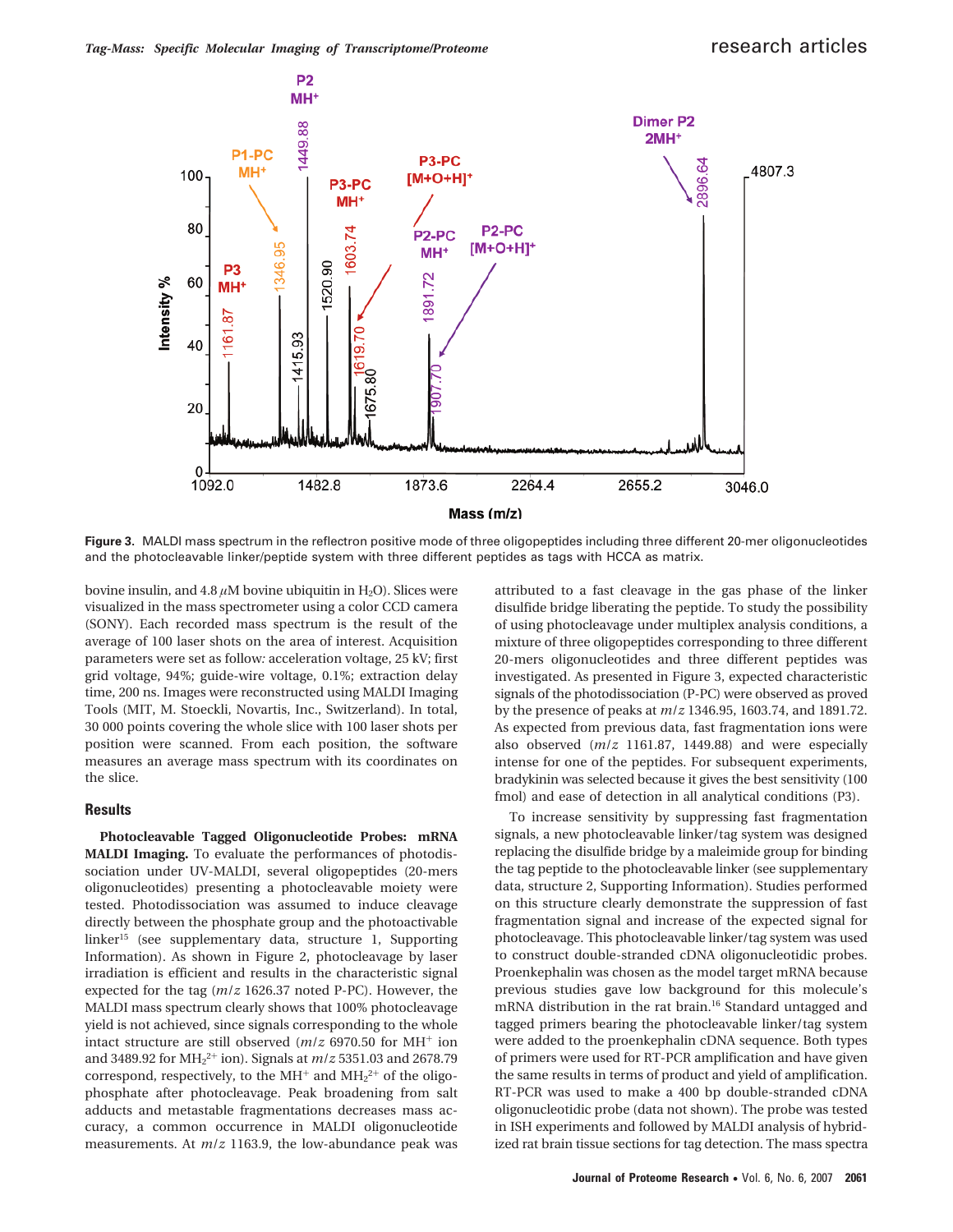**Figure 3.** MALDI mass spectrum in the reflectron positive mode of three oligopeptides including three different 20-mer oligonucleotides and the photocleavable linker/peptide system with three different peptides as tags with HCCA as matrix.

bovine insulin, and 4.8 $\mu$M bovine ubiquitin in $H_2O$). Slices were visualized in the mass spectrometer using a color CCD camera (SONY). Each recorded mass spectrum is the result of the average of 100 laser shots on the area of interest. Acquisition parameters were set as follow: acceleration voltage, 25 kV; first grid voltage, 94%; guide-wire voltage, 0.1%; extraction delay time, 200 ns. Images were reconstructed using MALDI Imaging Tools (MIT, M. Stoeckli, Novartis, Inc., Switzerland). In total, 30 000 points covering the whole slice with 100 laser shots per position were scanned. From each position, the software measures an average mass spectrum with its coordinates on the slice.

## Results

**Photocleavable Tagged Oligonucleotide Probes: mRNA MALDI Imaging.** To evaluate the performances of photodissociation under UV-MALDI, several oligopeptides (20-mers oligonucleotides) presenting a photocleavable moiety were tested. Photodissociation was assumed to induce cleavage directly between the phosphate group and the photoactivable linker[15] (see supplementary data, structure 1, Supporting Information). As shown in Figure 2, photocleavage by laser irradiation is efficient and results in the characteristic signal expected for the tag ($m/z$ 1626.37 noted P-PC). However, the MALDI mass spectrum clearly shows that 100% photocleavage yield is not achieved, since signals corresponding to the whole intact structure are still observed ($m/z$ 6970.50 for $MH^+$ ion and 3489.92 for $MH_2^{2+}$ ion). Signals at $m/z$ 5351.03 and 2678.79 correspond, respectively, to the $MH^+$ and $MH_2^{2+}$ of the oligophosphate after photocleavage. Peak broadening from salt adducts and metastable fragmentations decreases mass accuracy, a common occurrence in MALDI oligonucleotide measurements. At $m/z$ 1163.9, the low-abundance peak was attributed to a fast cleavage in the gas phase of the linker disulfide bridge liberating the peptide. To study the possibility of using photocleavage under multiplex analysis conditions, a mixture of three oligopeptides corresponding to three different 20-mers oligonucleotides and three different peptides was investigated. As presented in Figure 3, expected characteristic signals of the photodissociation (P-PC) were observed as proved by the presence of peaks at $m/z$ 1346.95, 1603.74, and 1891.72. As expected from previous data, fast fragmentation ions were also observed ($m/z$ 1161.87, 1449.88) and were especially intense for one of the peptides. For subsequent experiments, bradykinin was selected because it gives the best sensitivity (100 fmol) and ease of detection in all analytical conditions (P3).

To increase sensitivity by suppressing fast fragmentation signals, a new photocleavable linker/tag system was designed replacing the disulfide bridge by a maleimide group for binding the tag peptide to the photocleavable linker (see supplementary data, structure 2, Supporting Information). Studies performed on this structure clearly demonstrate the suppression of fast fragmentation signal and increase of the expected signal for photocleavage. This photocleavable linker/tag system was used to construct double-stranded cDNA oligonucleotidic probes. Proenkephalin was chosen as the model target mRNA because previous studies gave low background for this molecule's mRNA distribution in the rat brain.[16] Standard untagged and tagged primers bearing the photocleavable linker/tag system were added to the proenkephalin cDNA sequence. Both types of primers were used for RT-PCR amplification and have given the same results in terms of product and yield of amplification. RT-PCR was used to make a 400 bp double-stranded cDNA oligonucleotidic probe (data not shown). The probe was tested in ISH experiments and followed by MALDI analysis of hybridized rat brain tissue sections for tag detection. The mass spectra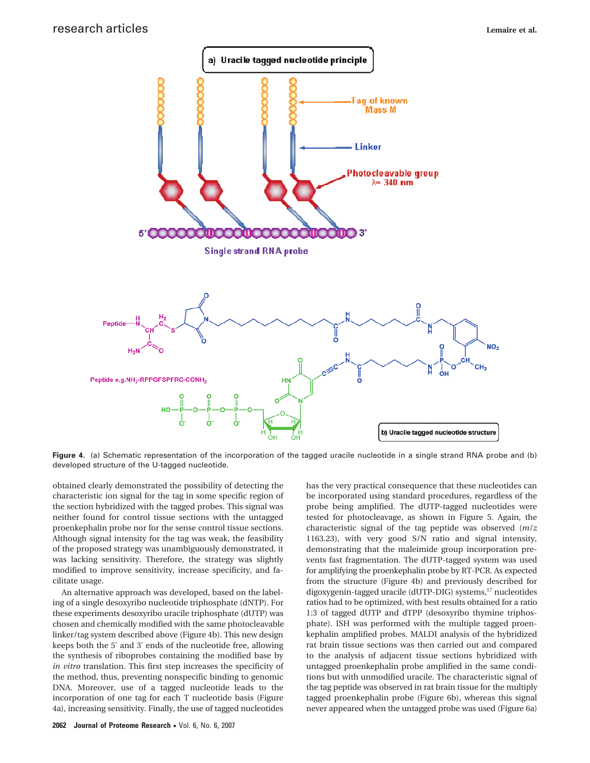**Figure 4.** (a) Schematic representation of the incorporation of the tagged uracile nucleotide in a single strand RNA probe and (b) developed structure of the U-tagged nucleotide.

obtained clearly demonstrated the possibility of detecting the characteristic ion signal for the tag in some specific region of the section hybridized with the tagged probes. This signal was neither found for control tissue sections with the untagged proenkephalin probe nor for the sense control tissue sections. Although signal intensity for the tag was weak, the feasibility of the proposed strategy was unambiguously demonstrated, it was lacking sensitivity. Therefore, the strategy was slightly modified to improve sensitivity, increase specificity, and facilitate usage.

An alternative approach was developed, based on the labeling of a single desoxyribo nucleotide triphosphate (dNTP). For these experiments desoxyribo uracile triphosphate (dUTP) was chosen and chemically modified with the same photocleavable linker/tag system described above (Figure 4b). This new design keeps both the 5′ and 3′ ends of the nucleotide free, allowing the synthesis of riboprobes containing the modified base by *in vitro* translation. This first step increases the specificity of the method, thus, preventing nonspecific binding to genomic DNA. Moreover, use of a tagged nucleotide leads to the incorporation of one tag for each T nucleotide basis (Figure 4a), increasing sensitivity. Finally, the use of tagged nucleotides has the very practical consequence that these nucleotides can be incorporated using standard procedures, regardless of the probe being amplified. The dUTP-tagged nucleotides were tested for photocleavage, as shown in Figure 5. Again, the characteristic signal of the tag peptide was observed ($m/z$ 1163.23), with very good S/N ratio and signal intensity, demonstrating that the maleimide group incorporation prevents fast fragmentation. The dUTP-tagged system was used for amplifying the proenkephalin probe by RT-PCR. As expected from the structure (Figure 4b) and previously described for digoxygenin-tagged uracile (dUTP-DIG) systems,[17] nucleotides ratios had to be optimized, with best results obtained for a ratio 1:3 of tagged dUTP and dTPP (desoxyribo thymine triphosphate). ISH was performed with the multiple tagged proenkephalin amplified probes. MALDI analysis of the hybridized rat brain tissue sections was then carried out and compared to the analysis of adjacent tissue sections hybridized with untagged proenkephalin probe amplified in the same conditions but with unmodified uracile. The characteristic signal of the tag peptide was observed in rat brain tissue for the multiply tagged proenkephalin probe (Figure 6b), whereas this signal never appeared when the untagged probe was used (Figure 6a)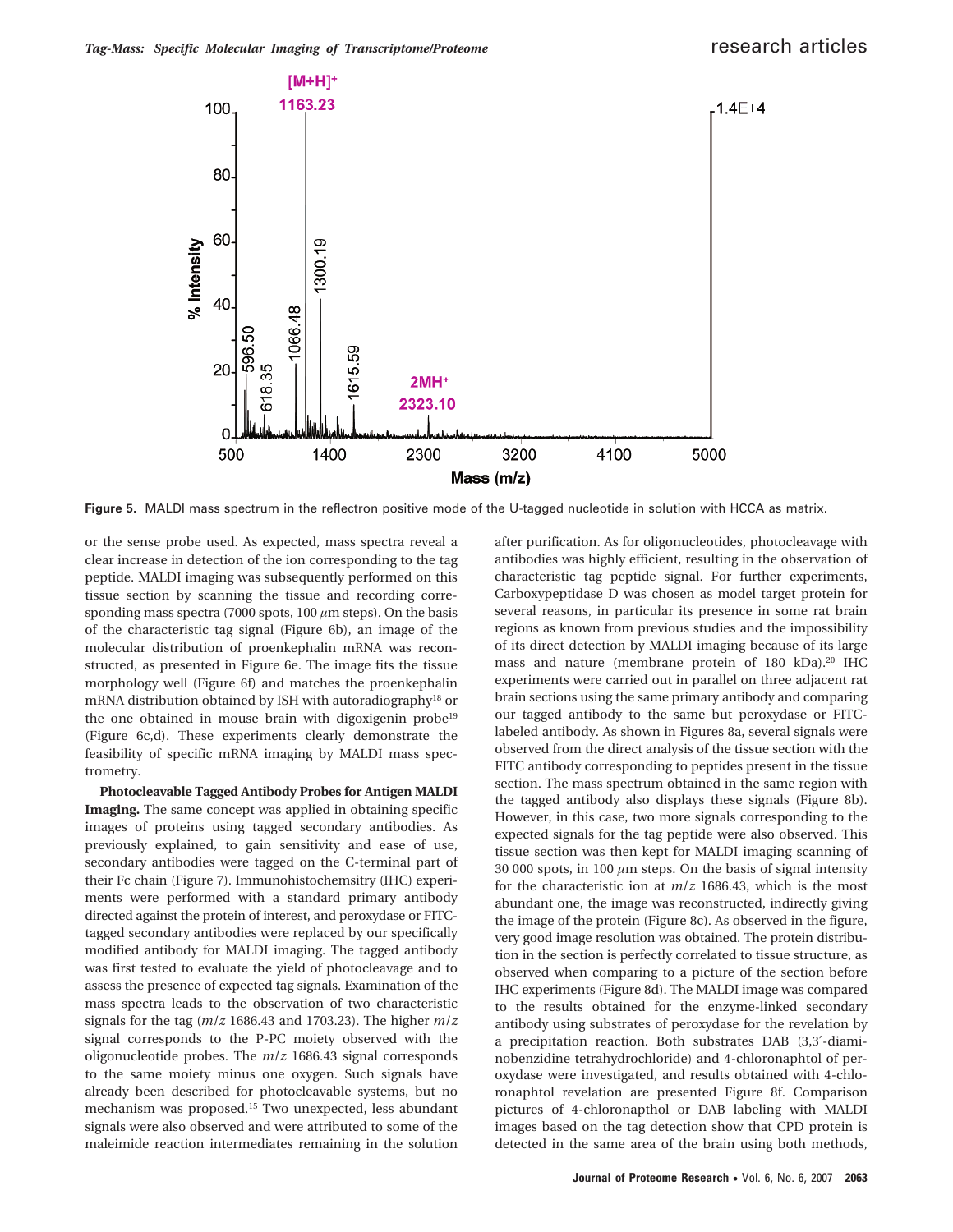**Figure 5.** MALDI mass spectrum in the reflectron positive mode of the U-tagged nucleotide in solution with HCCA as matrix.

or the sense probe used. As expected, mass spectra reveal a clear increase in detection of the ion corresponding to the tag peptide. MALDI imaging was subsequently performed on this tissue section by scanning the tissue and recording corresponding mass spectra (7000 spots, 100 $\mu$m steps). On the basis of the characteristic tag signal (Figure 6b), an image of the molecular distribution of proenkephalin mRNA was reconstructed, as presented in Figure 6e. The image fits the tissue morphology well (Figure 6f) and matches the proenkephalin mRNA distribution obtained by ISH with autoradiography[18] or the one obtained in mouse brain with digoxigenin probe[19] (Figure 6c,d). These experiments clearly demonstrate the feasibility of specific mRNA imaging by MALDI mass spectrometry.

**Photocleavable Tagged Antibody Probes for Antigen MALDI Imaging.** The same concept was applied in obtaining specific images of proteins using tagged secondary antibodies. As previously explained, to gain sensitivity and ease of use, secondary antibodies were tagged on the C-terminal part of their Fc chain (Figure 7). Immunohistochemsitry (IHC) experiments were performed with a standard primary antibody directed against the protein of interest, and peroxydase or FITC-tagged secondary antibodies were replaced by our specifically modified antibody for MALDI imaging. The tagged antibody was first tested to evaluate the yield of photocleavage and to assess the presence of expected tag signals. Examination of the mass spectra leads to the observation of two characteristic signals for the tag ($m/z$ 1686.43 and 1703.23). The higher $m/z$ signal corresponds to the P-PC moiety observed with the oligonucleotide probes. The $m/z$ 1686.43 signal corresponds to the same moiety minus one oxygen. Such signals have already been described for photocleavable systems, but no mechanism was proposed.[15] Two unexpected, less abundant signals were also observed and were attributed to some of the maleimide reaction intermediates remaining in the solution after purification. As for oligonucleotides, photocleavage with antibodies was highly efficient, resulting in the observation of characteristic tag peptide signal. For further experiments, Carboxypeptidase D was chosen as model target protein for several reasons, in particular its presence in some rat brain regions as known from previous studies and the impossibility of its direct detection by MALDI imaging because of its large mass and nature (membrane protein of 180 kDa).[20] IHC experiments were carried out in parallel on three adjacent rat brain sections using the same primary antibody and comparing our tagged antibody to the same but peroxydase or FITC-labeled antibody. As shown in Figures 8a, several signals were observed from the direct analysis of the tissue section with the FITC antibody corresponding to peptides present in the tissue section. The mass spectrum obtained in the same region with the tagged antibody also displays these signals (Figure 8b). However, in this case, two more signals corresponding to the expected signals for the tag peptide were also observed. This tissue section was then kept for MALDI imaging scanning of 30 000 spots, in 100 $\mu$m steps. On the basis of signal intensity for the characteristic ion at $m/z$ 1686.43, which is the most abundant one, the image was reconstructed, indirectly giving the image of the protein (Figure 8c). As observed in the figure, very good image resolution was obtained. The protein distribution in the section is perfectly correlated to tissue structure, as observed when comparing to a picture of the section before IHC experiments (Figure 8d). The MALDI image was compared to the results obtained for the enzyme-linked secondary antibody using substrates of peroxydase for the revelation by a precipitation reaction. Both substrates DAB (3,3′-diaminobenzidine tetrahydrochloride) and 4-chloronaphtol of peroxydase were investigated, and results obtained with 4-chloronaphtol revelation are presented Figure 8f. Comparison pictures of 4-chloronapthol or DAB labeling with MALDI images based on the tag detection show that CPD protein is detected in the same area of the brain using both methods,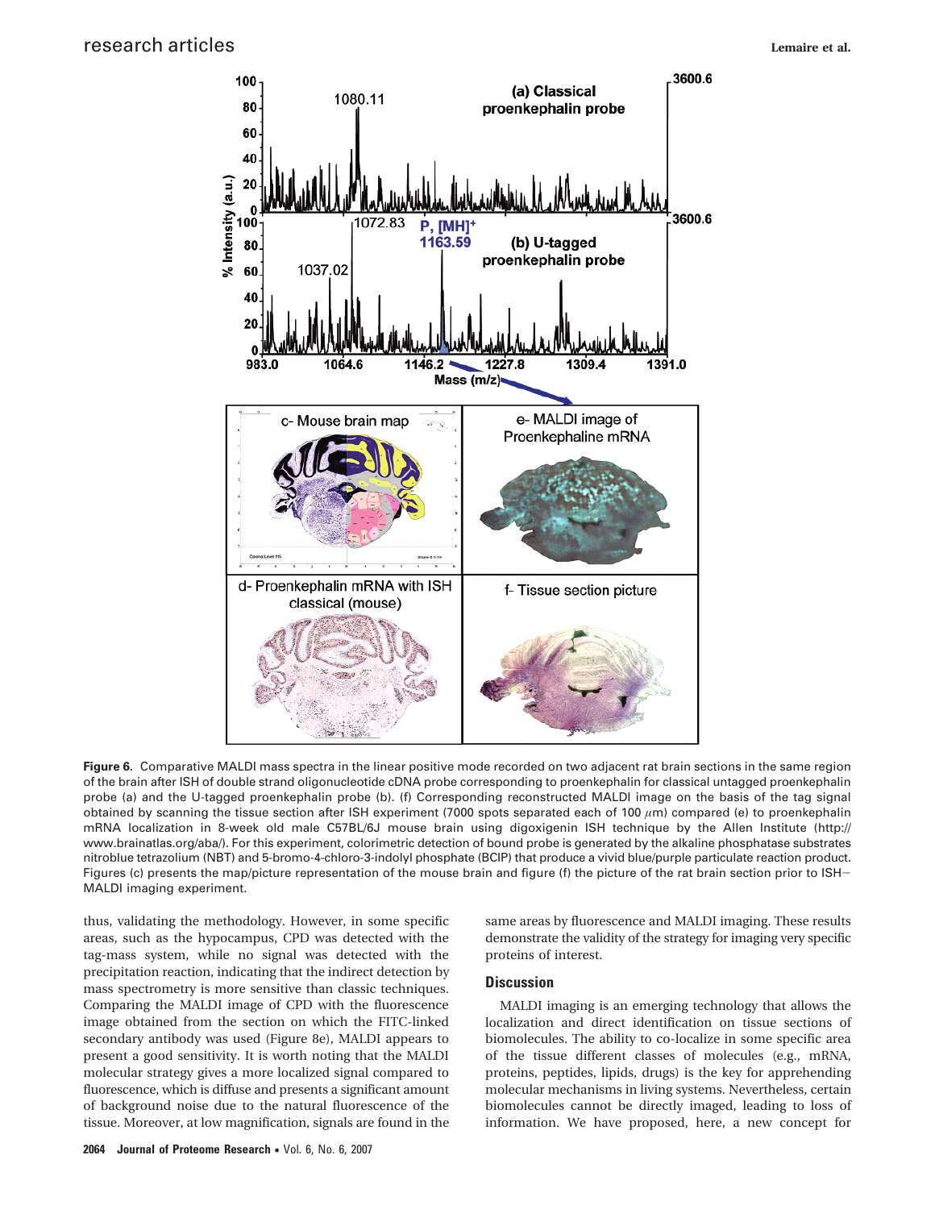**Figure 6.** Comparative MALDI mass spectra in the linear positive mode recorded on two adjacent rat brain sections in the same region of the brain after ISH of double strand oligonucleotide cDNA probe corresponding to proenkephalin for classical untagged proenkephalin probe (a) and the U-tagged proenkephalin probe (b). (f) Corresponding reconstructed MALDI image on the basis of the tag signal obtained by scanning the tissue section after ISH experiment (7000 spots separated each of 100 $\mu$m) compared (e) to proenkephalin mRNA localization in 8-week old male C57BL/6J mouse brain using digoxigenin ISH technique by the Allen Institute (http://www.brainatlas.org/aba/). For this experiment, colorimetric detection of bound probe is generated by the alkaline phosphatase substrates nitroblue tetrazolium (NBT) and 5-bromo-4-chloro-3-indolyl phosphate (BCIP) that produce a vivid blue/purple particulate reaction product. Figures (c) presents the map/picture representation of the mouse brain and figure (f) the picture of the rat brain section prior to ISH–MALDI imaging experiment.

thus, validating the methodology. However, in some specific areas, such as the hypocampus, CPD was detected with the tag-mass system, while no signal was detected with the precipitation reaction, indicating that the indirect detection by mass spectrometry is more sensitive than classic techniques. Comparing the MALDI image of CPD with the fluorescence image obtained from the section on which the FITC-linked secondary antibody was used (Figure 8e), MALDI appears to present a good sensitivity. It is worth noting that the MALDI molecular strategy gives a more localized signal compared to fluorescence, which is diffuse and presents a significant amount of background noise due to the natural fluorescence of the tissue. Moreover, at low magnification, signals are found in the same areas by fluorescence and MALDI imaging. These results demonstrate the validity of the strategy for imaging very specific proteins of interest.

## Discussion

MALDI imaging is an emerging technology that allows the localization and direct identification on tissue sections of biomolecules. The ability to co-localize in some specific area of the tissue different classes of molecules (e.g., mRNA, proteins, peptides, lipids, drugs) is the key for apprehending molecular mechanisms in living systems. Nevertheless, certain biomolecules cannot be directly imaged, leading to loss of information. We have proposed, here, a new concept for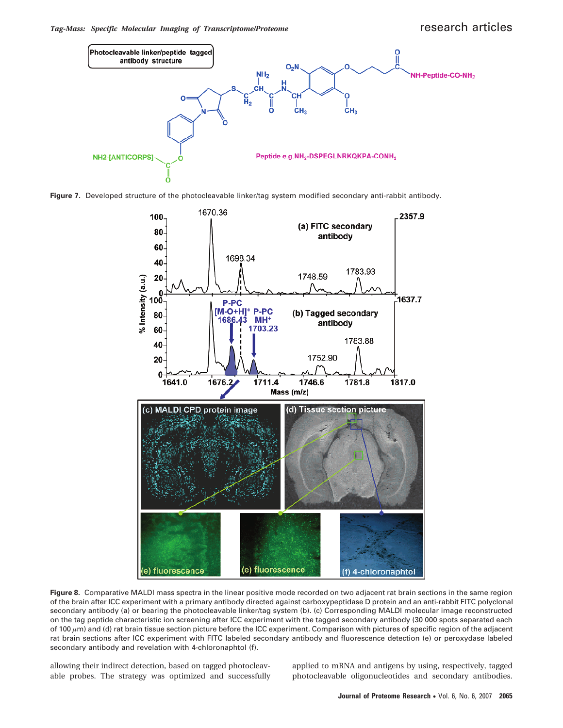Figure 7. Developed structure of the photocleavable linker/tag system modified secondary anti-rabbit antibody.

Figure 8. Comparative MALDI mass spectra in the linear positive mode recorded on two adjacent rat brain sections in the same region of the brain after ICC experiment with a primary antibody directed against carboxypeptidase D protein and an anti-rabbit FITC polyclonal secondary antibody (a) or bearing the photocleavable linker/tag system (b). (c) Corresponding MALDI molecular image reconstructed on the tag peptide characteristic ion screening after ICC experiment with the tagged secondary antibody (30 000 spots separated each of 100 $\mu$m) and (d) rat brain tissue section picture before the ICC experiment. Comparison with pictures of specific region of the adjacent rat brain sections after ICC experiment with FITC labeled secondary antibody and fluorescence detection (e) or peroxydase labeled secondary antibody and revelation with 4-chloronaphtol (f).

allowing their indirect detection, based on tagged photocleavable probes. The strategy was optimized and successfully applied to mRNA and antigens by using, respectively, tagged photocleavable oligonucleotides and secondary antibodies.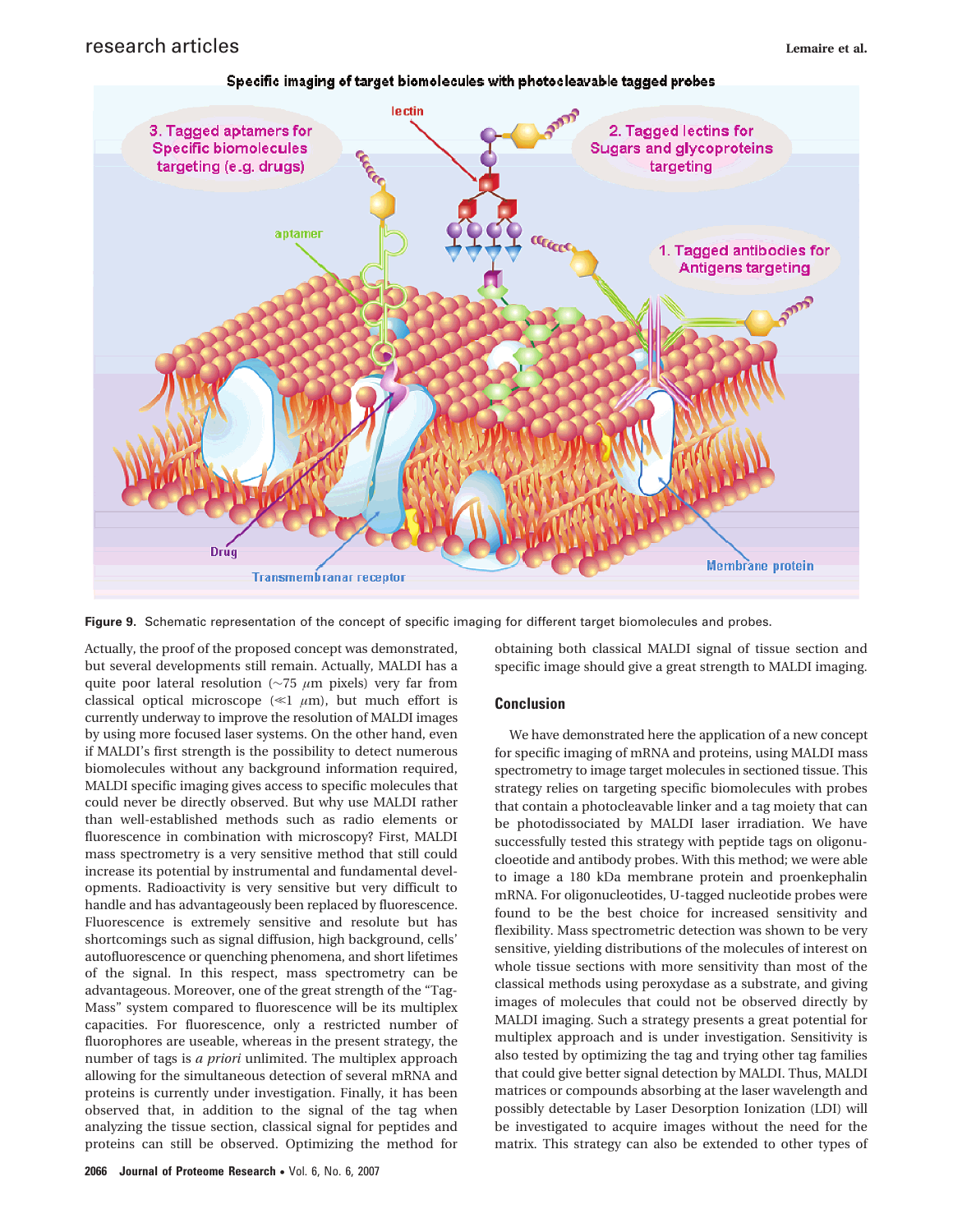Figure 9. Schematic representation of the concept of specific imaging for different target biomolecules and probes.

Actually, the proof of the proposed concept was demonstrated, but several developments still remain. Actually, MALDI has a quite poor lateral resolution (~75 $\mu$m pixels) very far from classical optical microscope ($\ll$1 $\mu$m), but much effort is currently underway to improve the resolution of MALDI images by using more focused laser systems. On the other hand, even if MALDI's first strength is the possibility to detect numerous biomolecules without any background information required, MALDI specific imaging gives access to specific molecules that could never be directly observed. But why use MALDI rather than well-established methods such as radio elements or fluorescence in combination with microscopy? First, MALDI mass spectrometry is a very sensitive method that still could increase its potential by instrumental and fundamental developments. Radioactivity is very sensitive but very difficult to handle and has advantageously been replaced by fluorescence. Fluorescence is extremely sensitive and resolute but has shortcomings such as signal diffusion, high background, cells' autofluorescence or quenching phenomena, and short lifetimes of the signal. In this respect, mass spectrometry can be advantageous. Moreover, one of the great strength of the "Tag-Mass" system compared to fluorescence will be its multiplex capacities. For fluorescence, only a restricted number of fluorophores are useable, whereas in the present strategy, the number of tags is *a priori* unlimited. The multiplex approach allowing for the simultaneous detection of several mRNA and proteins is currently under investigation. Finally, it has been observed that, in addition to the signal of the tag when analyzing the tissue section, classical signal for peptides and proteins can still be observed. Optimizing the method for obtaining both classical MALDI signal of tissue section and specific image should give a great strength to MALDI imaging.

## Conclusion

We have demonstrated here the application of a new concept for specific imaging of mRNA and proteins, using MALDI mass spectrometry to image target molecules in sectioned tissue. This strategy relies on targeting specific biomolecules with probes that contain a photocleavable linker and a tag moiety that can be photodissociated by MALDI laser irradiation. We have successfully tested this strategy with peptide tags on oligonucleotide and antibody probes. With this method; we were able to image a 180 kDa membrane protein and proenkephalin mRNA. For oligonucleotides, U-tagged nucleotide probes were found to be the best choice for increased sensitivity and flexibility. Mass spectrometric detection was shown to be very sensitive, yielding distributions of the molecules of interest on whole tissue sections with more sensitivity than most of the classical methods using peroxydase as a substrate, and giving images of molecules that could not be observed directly by MALDI imaging. Such a strategy presents a great potential for multiplex approach and is under investigation. Sensitivity is also tested by optimizing the tag and trying other tag families that could give better signal detection by MALDI. Thus, MALDI matrices or compounds absorbing at the laser wavelength and possibly detectable by Laser Desorption Ionization (LDI) will be investigated to acquire images without the need for the matrix. This strategy can also be extended to other types of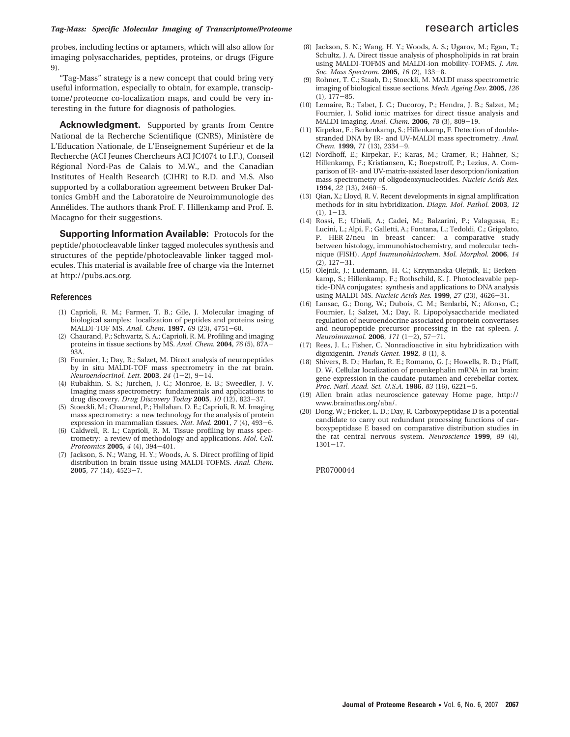probes, including lectins or aptamers, which will also allow for imaging polysaccharides, peptides, proteins, or drugs (Figure 9).

"Tag-Mass" strategy is a new concept that could bring very useful information, especially to obtain, for example, transciptome/proteome co-localization maps, and could be very interesting in the future for diagnosis of pathologies.

**Acknowledgment.** Supported by grants from Centre National de la Recherche Scientifique (CNRS), Ministère de L'Education Nationale, de L'Enseignement Supérieur et de la Recherche (ACI Jeunes Chercheurs ACI JC4074 to I.F.), Conseil Régional Nord-Pas de Calais to M.W., and the Canadian Institutes of Health Research (CIHR) to R.D. and M.S. Also supported by a collaboration agreement between Bruker Daltonics GmbH and the Laboratoire de Neuroimmunologie des Annélides. The authors thank Prof. F. Hillenkamp and Prof. E. Macagno for their suggestions.

**Supporting Information Available:** Protocols for the peptide/photocleavable linker tagged molecules synthesis and structures of the peptide/photocleavable linker tagged molecules. This material is available free of charge via the Internet at http://pubs.acs.org.

## References

(1) Caprioli, R. M.; Farmer, T. B.; Gile, J. Molecular imaging of biological samples: localization of peptides and proteins using MALDI-TOF MS. *Anal. Chem.* **1997**, *69* (23), 4751–60.

(2) Chaurand, P.; Schwartz, S. A.; Caprioli, R. M. Profiling and imaging proteins in tissue sections by MS. *Anal. Chem.* **2004**, *76* (5), 87A–93A.

(3) Fournier, I.; Day, R.; Salzet, M. Direct analysis of neuropeptides by in situ MALDI-TOF mass spectrometry in the rat brain. *Neuroendocrinol. Lett.* **2003**, *24* (1–2), 9–14.

(4) Rubakhin, S. S.; Jurchen, J. C.; Monroe, E. B.; Sweedler, J. V. Imaging mass spectrometry: fundamentals and applications to drug discovery. *Drug Discovery Today* **2005**, *10* (12), 823–37.

(5) Stoeckli, M.; Chaurand, P.; Hallahan, D. E.; Caprioli, R. M. Imaging mass spectrometry: a new technology for the analysis of protein expression in mammalian tissues. *Nat. Med.* **2001**, *7* (4), 493–6.

(6) Caldwell, R. L.; Caprioli, R. M. Tissue profiling by mass spectrometry: a review of methodology and applications. *Mol. Cell. Proteomics* **2005**, *4* (4), 394–401.

(7) Jackson, S. N.; Wang, H. Y.; Woods, A. S. Direct profiling of lipid distribution in brain tissue using MALDI-TOFMS. *Anal. Chem.* **2005**, *77* (14), 4523–7.

(8) Jackson, S. N.; Wang, H. Y.; Woods, A. S.; Ugarov, M.; Egan, T.; Schultz, J. A. Direct tissue analysis of phospholipids in rat brain using MALDI-TOFMS and MALDI-ion mobility-TOFMS. *J. Am. Soc. Mass Spectrom.* **2005**, *16* (2), 133–8.

(9) Rohner, T. C.; Staab, D.; Stoeckli, M. MALDI mass spectrometric imaging of biological tissue sections. *Mech. Ageing Dev.* **2005**, *126* (1), 177–85.

(10) Lemaire, R.; Tabet, J. C.; Ducoroy, P.; Hendra, J. B.; Salzet, M.; Fournier, I. Solid ionic matrixes for direct tissue analysis and MALDI imaging. *Anal. Chem.* **2006**, *78* (3), 809–19.

(11) Kirpekar, F.; Berkenkamp, S.; Hillenkamp, F. Detection of double-stranded DNA by IR- and UV-MALDI mass spectrometry. *Anal. Chem.* **1999**, *71* (13), 2334–9.

(12) Nordhoff, E.; Kirpekar, F.; Karas, M.; Cramer, R.; Hahner, S.; Hillenkamp, F.; Kristiansen, K.; Roepstroff, P.; Lezius, A. Comparison of IR- and UV-matrix-assisted laser desorption/ionization mass spectrometry of oligodeoxynucleotides. *Nucleic Acids Res.* **1994**, *22* (13), 2460–5.

(13) Qian, X.; Lloyd, R. V. Recent developments in signal amplification methods for in situ hybridization. *Diagn. Mol. Pathol.* **2003**, *12* (1), 1–13.

(14) Rossi, E.; Ubiali, A.; Cadei, M.; Balzarini, P.; Valagussa, E.; Lucini, L.; Alpi, F.; Galletti, A.; Fontana, L.; Tedoldi, C.; Grigolato, P. HER-2/neu in breast cancer: a comparative study between histology, immunohistochemistry, and molecular technique (FISH). *Appl Immunohistochem. Mol. Morphol.* **2006**, *14* (2), 127–31.

(15) Olejnik, J.; Ludemann, H. C.; Krzymanska-Olejnik, E.; Berkenkamp, S.; Hillenkamp, F.; Rothschild, K. J. Photocleavable peptide-DNA conjugates: synthesis and applications to DNA analysis using MALDI-MS. *Nucleic Acids Res.* **1999**, *27* (23), 4626–31.

(16) Lansac, G.; Dong, W.; Dubois, C. M.; Benlarbi, N.; Afonso, C.; Fournier, I.; Salzet, M.; Day, R. Lipopolysaccharide mediated regulation of neuroendocrine associated proprotein convertases and neuropeptide precursor processing in the rat spleen. *J. Neuroimmunol.* **2006**, *171* (1–2), 57–71.

(17) Rees, J. L.; Fisher, C. Nonradioactive in situ hybridization with digoxigenin. *Trends Genet.* **1992**, *8* (1), 8.

(18) Shivers, B. D.; Harlan, R. E.; Romano, G. J.; Howells, R. D.; Pfaff, D. W. Cellular localization of proenkephalin mRNA in rat brain: gene expression in the caudate-putamen and cerebellar cortex. *Proc. Natl. Acad. Sci. U.S.A.* **1986**, *83* (16), 6221–5.

(19) Allen brain atlas neuroscience gateway Home page, http://www.brainatlas.org/aba/.

(20) Dong, W.; Fricker, L. D.; Day, R. Carboxypeptidase D is a potential candidate to carry out redundant processing functions of carboxypeptidase E based on comparative distribution studies in the rat central nervous system. *Neuroscience* **1999**, *89* (4), 1301–17.

PR0700044